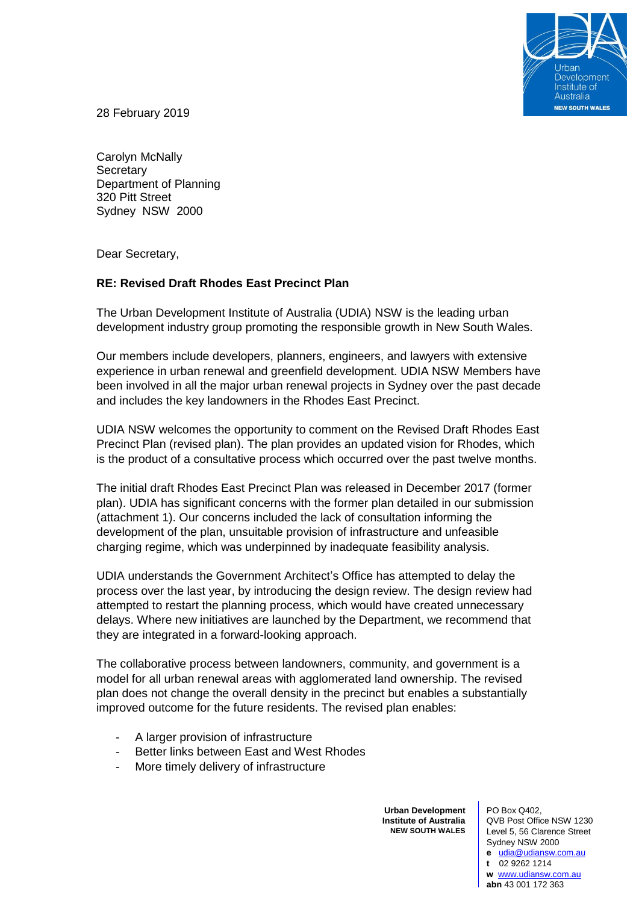28 February 2019

Carolyn McNally
Secretary
Department of Planning
320 Pitt Street
Sydney NSW 2000

Dear Secretary,

**RE: Revised Draft Rhodes East Precinct Plan**

The Urban Development Institute of Australia (UDIA) NSW is the leading urban development industry group promoting the responsible growth in New South Wales.

Our members include developers, planners, engineers, and lawyers with extensive experience in urban renewal and greenfield development. UDIA NSW Members have been involved in all the major urban renewal projects in Sydney over the past decade and includes the key landowners in the Rhodes East Precinct.

UDIA NSW welcomes the opportunity to comment on the Revised Draft Rhodes East Precinct Plan (revised plan). The plan provides an updated vision for Rhodes, which is the product of a consultative process which occurred over the past twelve months.

The initial draft Rhodes East Precinct Plan was released in December 2017 (former plan). UDIA has significant concerns with the former plan detailed in our submission (attachment 1). Our concerns included the lack of consultation informing the development of the plan, unsuitable provision of infrastructure and unfeasible charging regime, which was underpinned by inadequate feasibility analysis.

UDIA understands the Government Architect's Office has attempted to delay the process over the last year, by introducing the design review. The design review had attempted to restart the planning process, which would have created unnecessary delays. Where new initiatives are launched by the Department, we recommend that they are integrated in a forward-looking approach.

The collaborative process between landowners, community, and government is a model for all urban renewal areas with agglomerated land ownership. The revised plan does not change the overall density in the precinct but enables a substantially improved outcome for the future residents. The revised plan enables:

- A larger provision of infrastructure
- Better links between East and West Rhodes
- More timely delivery of infrastructure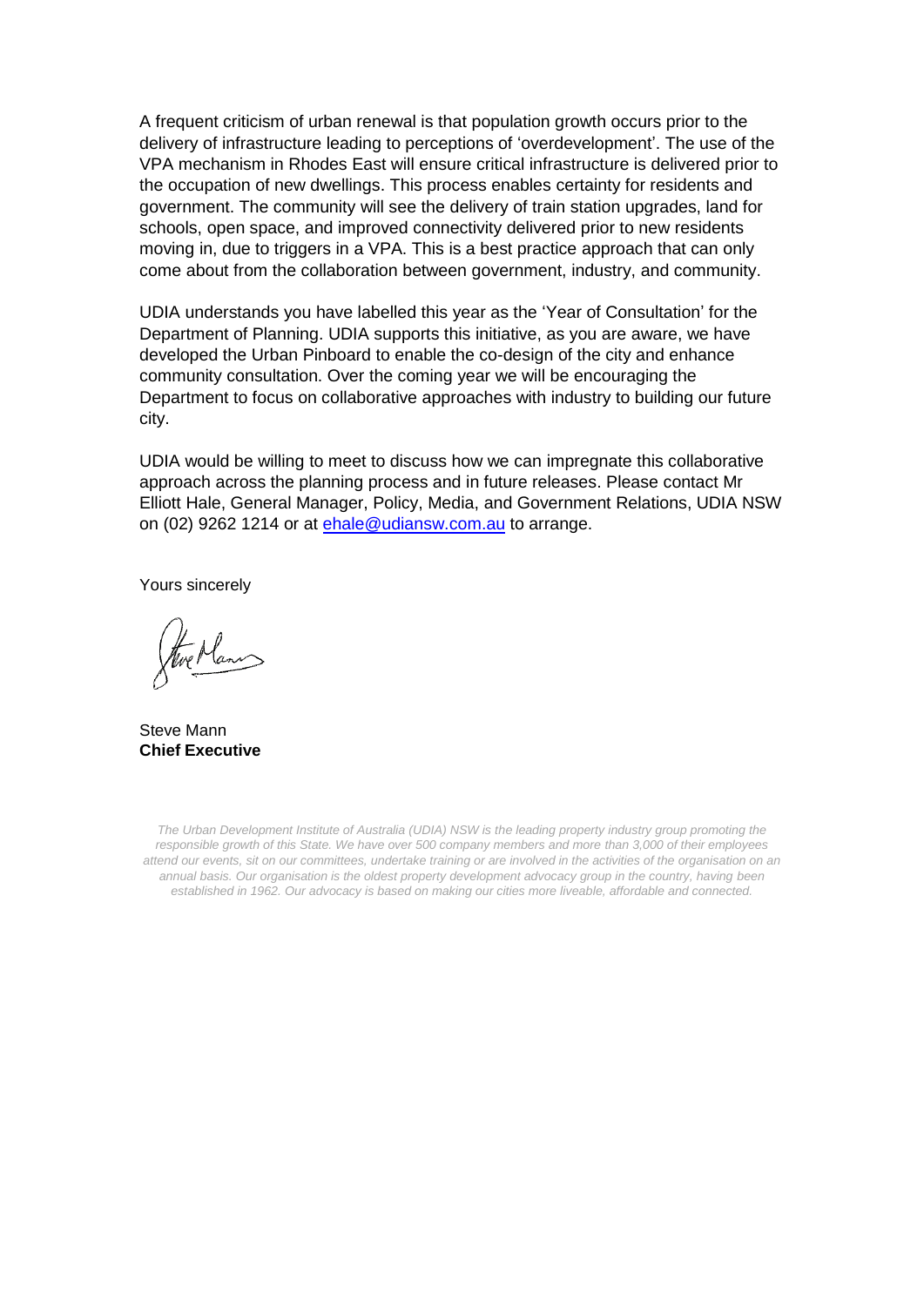A frequent criticism of urban renewal is that population growth occurs prior to the delivery of infrastructure leading to perceptions of 'overdevelopment'. The use of the VPA mechanism in Rhodes East will ensure critical infrastructure is delivered prior to the occupation of new dwellings. This process enables certainty for residents and government. The community will see the delivery of train station upgrades, land for schools, open space, and improved connectivity delivered prior to new residents moving in, due to triggers in a VPA. This is a best practice approach that can only come about from the collaboration between government, industry, and community.

UDIA understands you have labelled this year as the 'Year of Consultation' for the Department of Planning. UDIA supports this initiative, as you are aware, we have developed the Urban Pinboard to enable the co-design of the city and enhance community consultation. Over the coming year we will be encouraging the Department to focus on collaborative approaches with industry to building our future city.

UDIA would be willing to meet to discuss how we can impregnate this collaborative approach across the planning process and in future releases. Please contact Mr Elliott Hale, General Manager, Policy, Media, and Government Relations, UDIA NSW on (02) 9262 1214 or at ehale@udiansw.com.au to arrange.

Yours sincerely

Steve Mann
**Chief Executive**

*The Urban Development Institute of Australia (UDIA) NSW is the leading property industry group promoting the responsible growth of this State. We have over 500 company members and more than 3,000 of their employees attend our events, sit on our committees, undertake training or are involved in the activities of the organisation on an annual basis. Our organisation is the oldest property development advocacy group in the country, having been established in 1962. Our advocacy is based on making our cities more liveable, affordable and connected.*